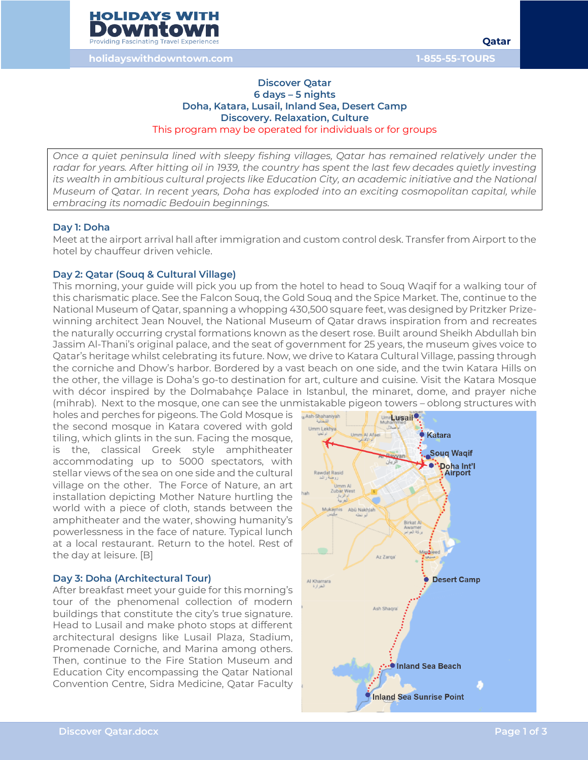# Discover Qatar

## 6 days – 5 nights

## Doha, Katara, Lusail, Inland Sea, Desert Camp

## Discovery. Relaxation, Culture

This program may be operated for individuals or for groups

*Once a quiet peninsula lined with sleepy fishing villages, Qatar has remained relatively under the radar for years. After hitting oil in 1939, the country has spent the last few decades quietly investing its wealth in ambitious cultural projects like Education City, an academic initiative and the National Museum of Qatar. In recent years, Doha has exploded into an exciting cosmopolitan capital, while embracing its nomadic Bedouin beginnings.*

### Day 1: Doha

Meet at the airport arrival hall after immigration and custom control desk. Transfer from Airport to the hotel by chauffeur driven vehicle.

### Day 2: Qatar (Souq & Cultural Village)

This morning, your guide will pick you up from the hotel to head to Souq Waqif for a walking tour of this charismatic place. See the Falcon Souq, the Gold Souq and the Spice Market. The, continue to the National Museum of Qatar, spanning a whopping 430,500 square feet, was designed by Pritzker Prize-winning architect Jean Nouvel, the National Museum of Qatar draws inspiration from and recreates the naturally occurring crystal formations known as the desert rose. Built around Sheikh Abdullah bin Jassim Al-Thani's original palace, and the seat of government for 25 years, the museum gives voice to Qatar's heritage whilst celebrating its future. Now, we drive to Katara Cultural Village, passing through the corniche and Dhow's harbor. Bordered by a vast beach on one side, and the twin Katara Hills on the other, the village is Doha's go-to destination for art, culture and cuisine. Visit the Katara Mosque with décor inspired by the Dolmabahçe Palace in Istanbul, the minaret, dome, and prayer niche (mihrab). Next to the mosque, one can see the unmistakable pigeon towers – oblong structures with holes and perches for pigeons. The Gold Mosque is the second mosque in Katara covered with gold tiling, which glints in the sun. Facing the mosque, is the, classical Greek style amphitheater accommodating up to 5000 spectators, with stellar views of the sea on one side and the cultural village on the other. The Force of Nature, an art installation depicting Mother Nature hurtling the world with a piece of cloth, stands between the amphitheater and the water, showing humanity's powerlessness in the face of nature. Typical lunch at a local restaurant. Return to the hotel. Rest of the day at leisure. [B]

### Day 3: Doha (Architectural Tour)

After breakfast meet your guide for this morning's tour of the phenomenal collection of modern buildings that constitute the city's true signature. Head to Lusail and make photo stops at different architectural designs like Lusail Plaza, Stadium, Promenade Corniche, and Marina among others. Then, continue to the Fire Station Museum and Education City encompassing the Qatar National Convention Centre, Sidra Medicine, Qatar Faculty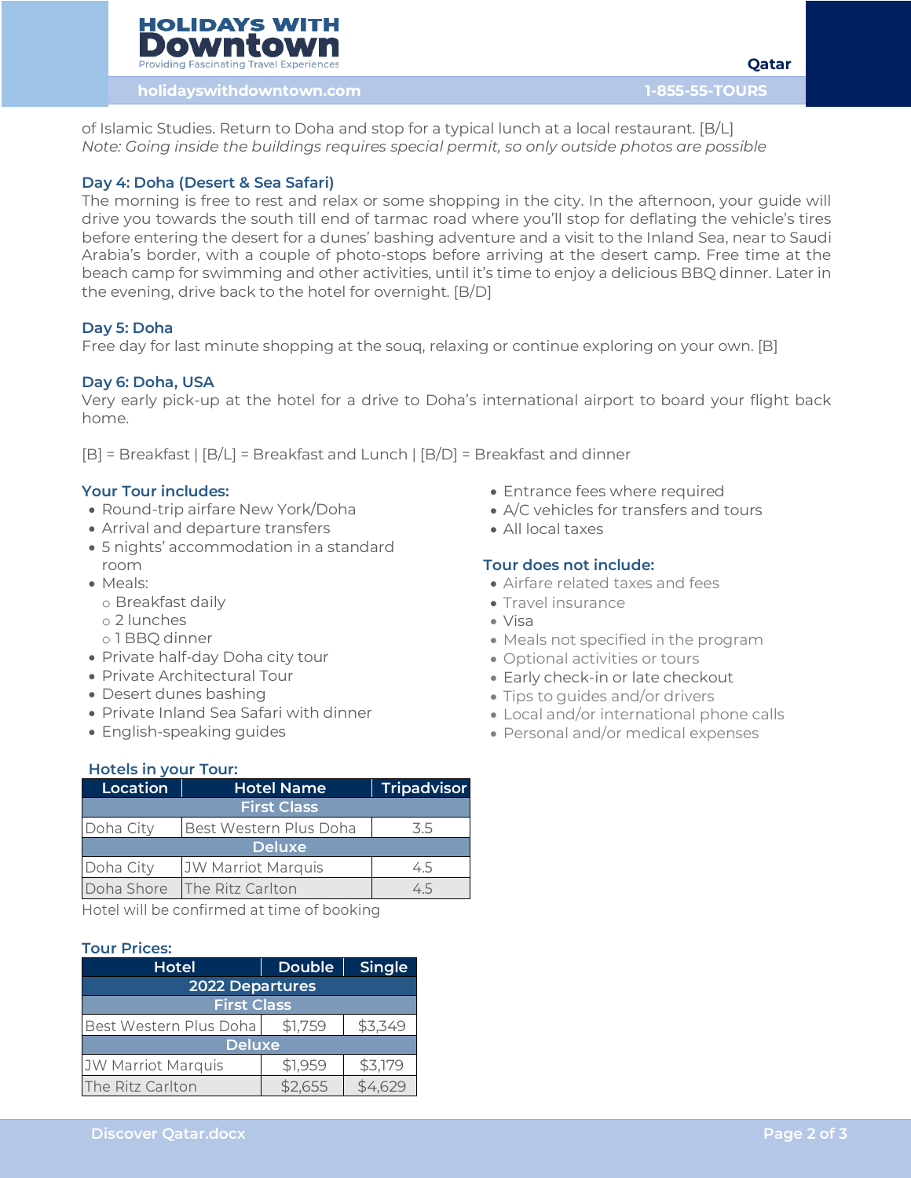of Islamic Studies. Return to Doha and stop for a typical lunch at a local restaurant. [B/L]
*Note: Going inside the buildings requires special permit, so only outside photos are possible*

### Day 4: Doha (Desert & Sea Safari)

The morning is free to rest and relax or some shopping in the city. In the afternoon, your guide will drive you towards the south till end of tarmac road where you'll stop for deflating the vehicle's tires before entering the desert for a dunes' bashing adventure and a visit to the Inland Sea, near to Saudi Arabia's border, with a couple of photo-stops before arriving at the desert camp. Free time at the beach camp for swimming and other activities, until it's time to enjoy a delicious BBQ dinner. Later in the evening, drive back to the hotel for overnight. [B/D]

### Day 5: Doha

Free day for last minute shopping at the souq, relaxing or continue exploring on your own. [B]

### Day 6: Doha, USA

Very early pick-up at the hotel for a drive to Doha's international airport to board your flight back home.

[B] = Breakfast | [B/L] = Breakfast and Lunch | [B/D] = Breakfast and dinner

### Your Tour includes:

- Round-trip airfare New York/Doha
- Arrival and departure transfers
- 5 nights' accommodation in a standard room
- Meals:
  - Breakfast daily
  - 2 lunches
  - 1 BBQ dinner
- Private half-day Doha city tour
- Private Architectural Tour
- Desert dunes bashing
- Private Inland Sea Safari with dinner
- English-speaking guides
- Entrance fees where required
- A/C vehicles for transfers and tours
- All local taxes

### Tour does not include:

- Airfare related taxes and fees
- Travel insurance
- Visa
- Meals not specified in the program
- Optional activities or tours
- Early check-in or late checkout
- Tips to guides and/or drivers
- Local and/or international phone calls
- Personal and/or medical expenses

### Hotels in your Tour:

| Location | Hotel Name | Tripadvisor |
|---|---|---|
| First Class | | |
| Doha City | Best Western Plus Doha | 3.5 |
| Deluxe | | |
| Doha City | JW Marriot Marquis | 4.5 |
| Doha Shore | The Ritz Carlton | 4.5 |

Hotel will be confirmed at time of booking

### Tour Prices:

| Hotel | Double | Single |
|---|---|---|
| 2022 Departures | | |
| First Class | | |
| Best Western Plus Doha | $1,759 | $3,349 |
| Deluxe | | |
| JW Marriot Marquis | $1,959 | $3,179 |
| The Ritz Carlton | $2,655 | $4,629 |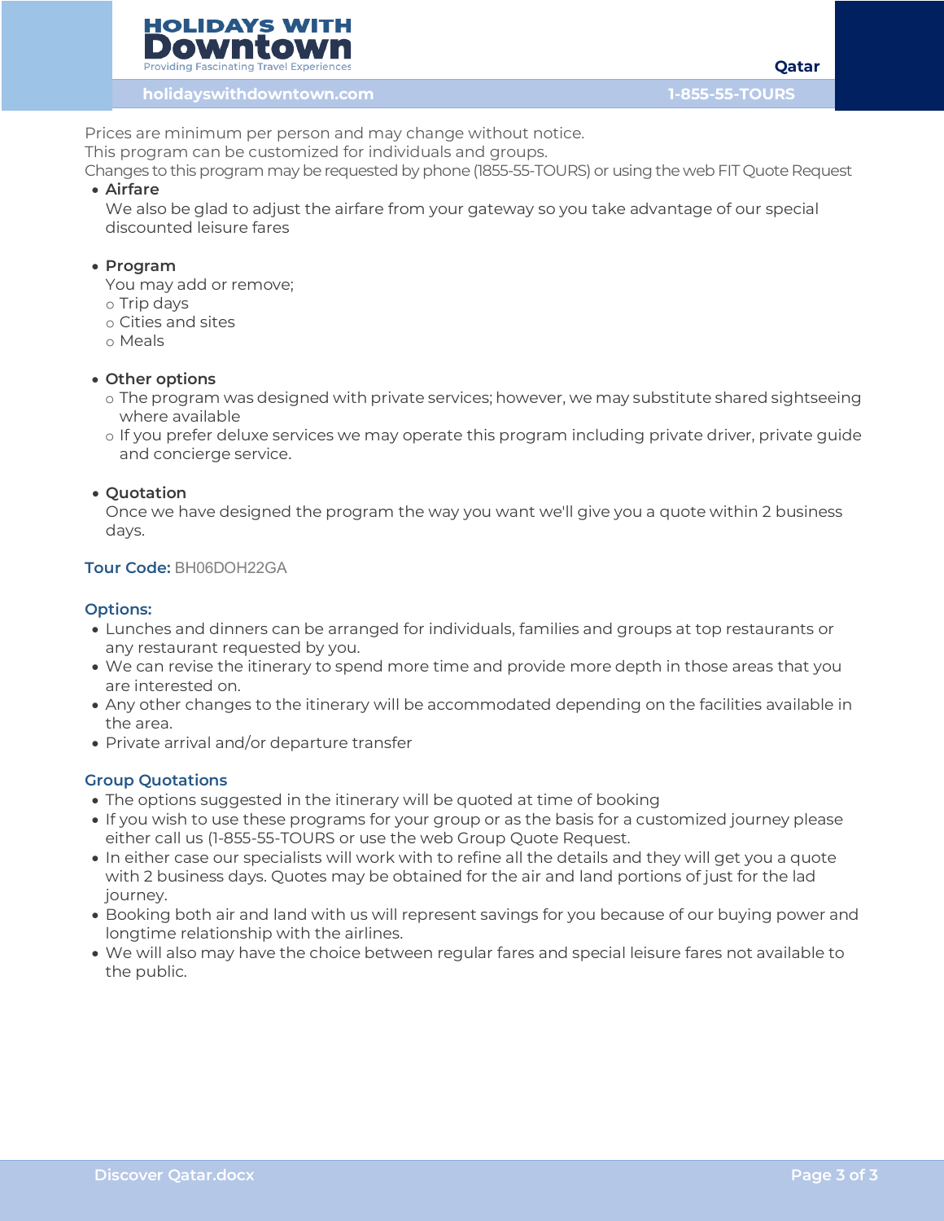Prices are minimum per person and may change without notice.
This program can be customized for individuals and groups.
Changes to this program may be requested by phone (1855-55-TOURS) or using the web FIT Quote Request

- **Airfare**
  We also be glad to adjust the airfare from your gateway so you take advantage of our special discounted leisure fares

- **Program**
  You may add or remove;
  - Trip days
  - Cities and sites
  - Meals

- **Other options**
  - The program was designed with private services; however, we may substitute shared sightseeing where available
  - If you prefer deluxe services we may operate this program including private driver, private guide and concierge service.

- **Quotation**
  Once we have designed the program the way you want we'll give you a quote within 2 business days.

**Tour Code:** BH06DOH22GA

**Options:**

- Lunches and dinners can be arranged for individuals, families and groups at top restaurants or any restaurant requested by you.
- We can revise the itinerary to spend more time and provide more depth in those areas that you are interested on.
- Any other changes to the itinerary will be accommodated depending on the facilities available in the area.
- Private arrival and/or departure transfer

**Group Quotations**

- The options suggested in the itinerary will be quoted at time of booking
- If you wish to use these programs for your group or as the basis for a customized journey please either call us (1-855-55-TOURS or use the web Group Quote Request.
- In either case our specialists will work with to refine all the details and they will get you a quote with 2 business days. Quotes may be obtained for the air and land portions of just for the lad journey.
- Booking both air and land with us will represent savings for you because of our buying power and longtime relationship with the airlines.
- We will also may have the choice between regular fares and special leisure fares not available to the public.